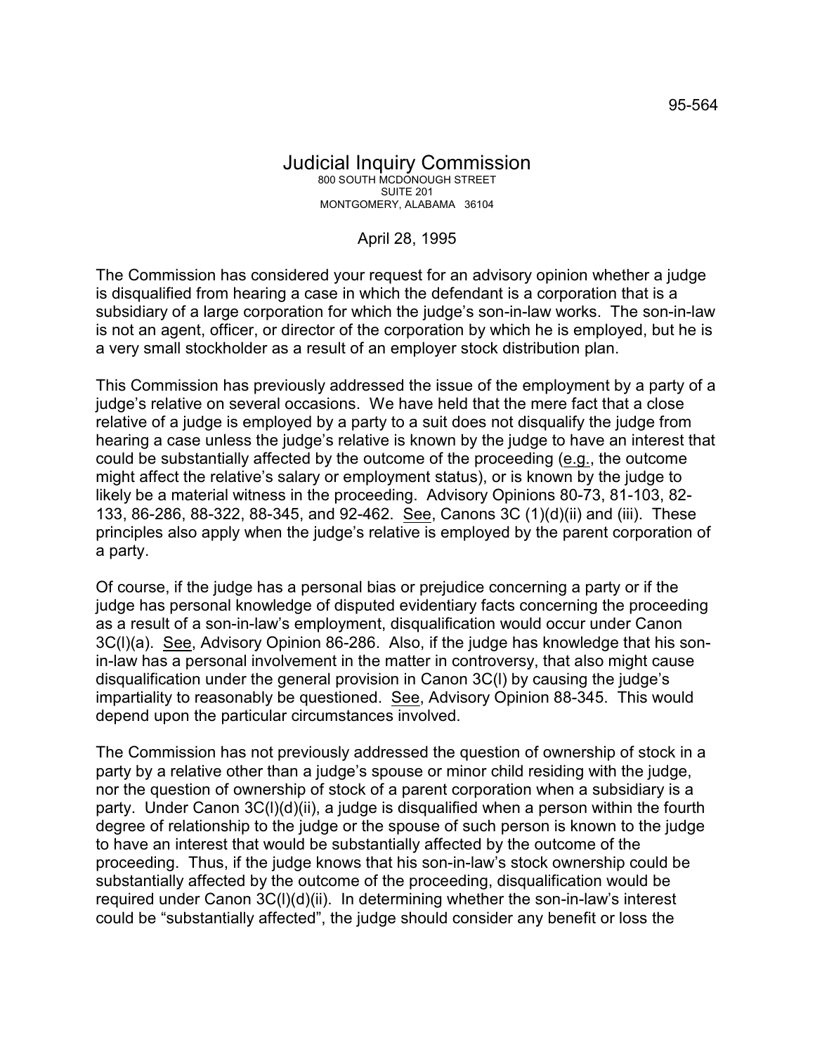95-564

# Judicial Inquiry Commission

800 SOUTH MCDONOUGH STREET
SUITE 201
MONTGOMERY, ALABAMA 36104

April 28, 1995

The Commission has considered your request for an advisory opinion whether a judge is disqualified from hearing a case in which the defendant is a corporation that is a subsidiary of a large corporation for which the judge's son-in-law works. The son-in-law is not an agent, officer, or director of the corporation by which he is employed, but he is a very small stockholder as a result of an employer stock distribution plan.

This Commission has previously addressed the issue of the employment by a party of a judge's relative on several occasions. We have held that the mere fact that a close relative of a judge is employed by a party to a suit does not disqualify the judge from hearing a case unless the judge's relative is known by the judge to have an interest that could be substantially affected by the outcome of the proceeding (e.g., the outcome might affect the relative's salary or employment status), or is known by the judge to likely be a material witness in the proceeding. Advisory Opinions 80-73, 81-103, 82-133, 86-286, 88-322, 88-345, and 92-462. See, Canons 3C (1)(d)(ii) and (iii). These principles also apply when the judge's relative is employed by the parent corporation of a party.

Of course, if the judge has a personal bias or prejudice concerning a party or if the judge has personal knowledge of disputed evidentiary facts concerning the proceeding as a result of a son-in-law's employment, disqualification would occur under Canon 3C(l)(a). See, Advisory Opinion 86-286. Also, if the judge has knowledge that his son-in-law has a personal involvement in the matter in controversy, that also might cause disqualification under the general provision in Canon 3C(l) by causing the judge's impartiality to reasonably be questioned. See, Advisory Opinion 88-345. This would depend upon the particular circumstances involved.

The Commission has not previously addressed the question of ownership of stock in a party by a relative other than a judge's spouse or minor child residing with the judge, nor the question of ownership of stock of a parent corporation when a subsidiary is a party. Under Canon 3C(l)(d)(ii), a judge is disqualified when a person within the fourth degree of relationship to the judge or the spouse of such person is known to the judge to have an interest that would be substantially affected by the outcome of the proceeding. Thus, if the judge knows that his son-in-law's stock ownership could be substantially affected by the outcome of the proceeding, disqualification would be required under Canon 3C(l)(d)(ii). In determining whether the son-in-law's interest could be "substantially affected", the judge should consider any benefit or loss the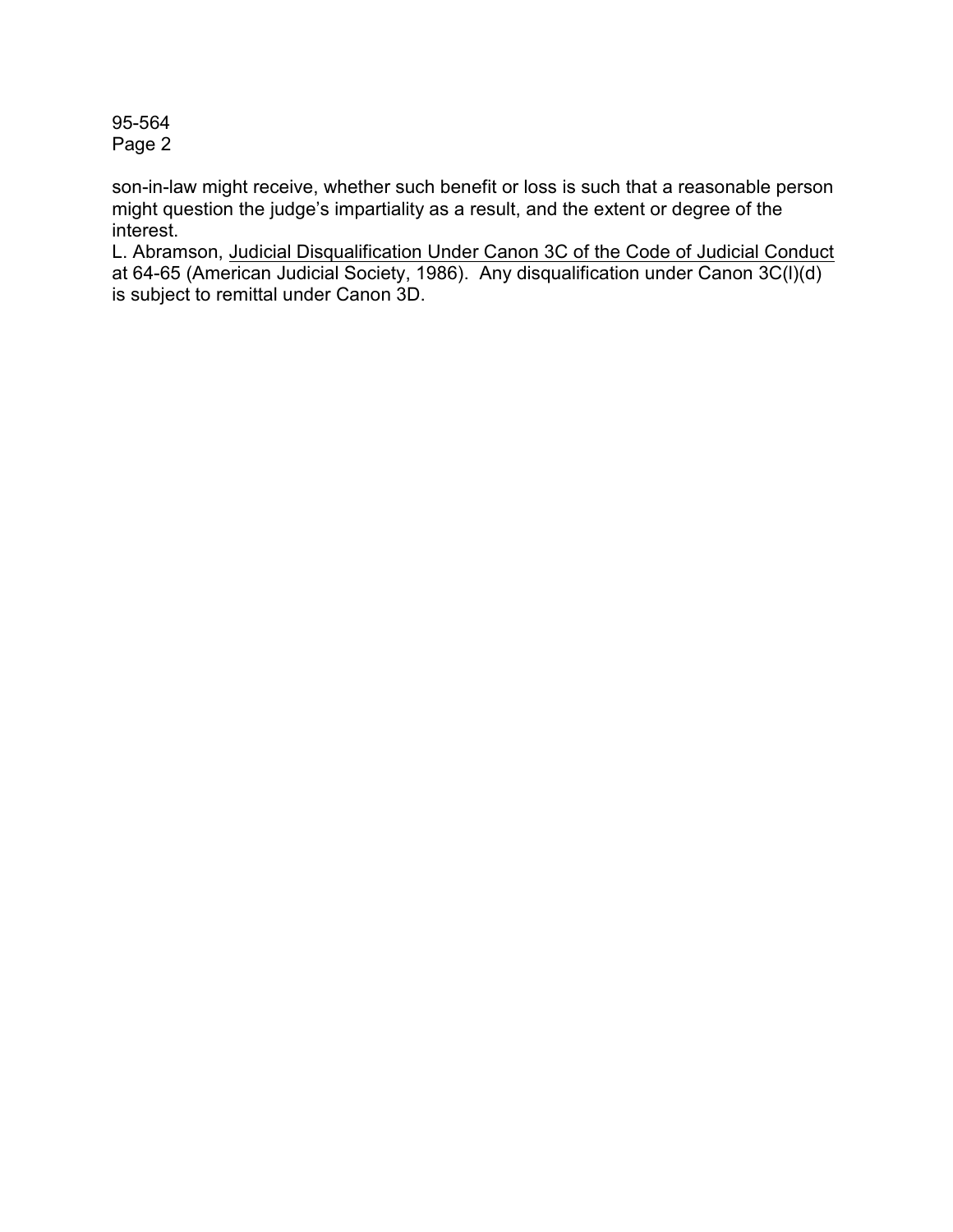son-in-law might receive, whether such benefit or loss is such that a reasonable person might question the judge's impartiality as a result, and the extent or degree of the interest.

L. Abramson, Judicial Disqualification Under Canon 3C of the Code of Judicial Conduct at 64-65 (American Judicial Society, 1986). Any disqualification under Canon 3C(l)(d) is subject to remittal under Canon 3D.